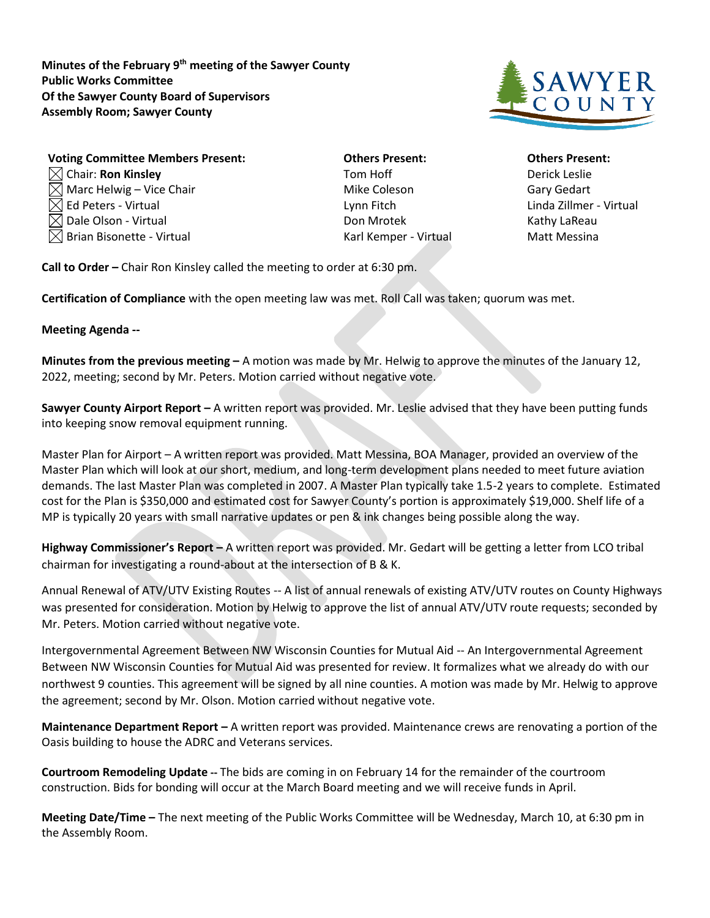**Minutes of the February 9th meeting of the Sawyer County Public Works Committee Of the Sawyer County Board of Supervisors Assembly Room; Sawyer County**

| **Voting Committee Members Present:** | **Others Present:** | **Others Present:** |
| --- | --- | --- |
| ☒ Chair: **Ron Kinsley** | Tom Hoff | Derick Leslie |
| ☒ Marc Helwig – Vice Chair | Mike Coleson | Gary Gedart |
| ☒ Ed Peters - Virtual | Lynn Fitch | Linda Zillmer - Virtual |
| ☒ Dale Olson - Virtual | Don Mrotek | Kathy LaReau |
| ☒ Brian Bisonette - Virtual | Karl Kemper - Virtual | Matt Messina |

**Call to Order –** Chair Ron Kinsley called the meeting to order at 6:30 pm.

**Certification of Compliance** with the open meeting law was met. Roll Call was taken; quorum was met.

**Meeting Agenda --**

**Minutes from the previous meeting –** A motion was made by Mr. Helwig to approve the minutes of the January 12, 2022, meeting; second by Mr. Peters. Motion carried without negative vote.

**Sawyer County Airport Report –** A written report was provided. Mr. Leslie advised that they have been putting funds into keeping snow removal equipment running.

Master Plan for Airport – A written report was provided. Matt Messina, BOA Manager, provided an overview of the Master Plan which will look at our short, medium, and long-term development plans needed to meet future aviation demands. The last Master Plan was completed in 2007. A Master Plan typically take 1.5-2 years to complete. Estimated cost for the Plan is $350,000 and estimated cost for Sawyer County's portion is approximately $19,000. Shelf life of a MP is typically 20 years with small narrative updates or pen & ink changes being possible along the way.

**Highway Commissioner's Report –** A written report was provided. Mr. Gedart will be getting a letter from LCO tribal chairman for investigating a round-about at the intersection of B & K.

Annual Renewal of ATV/UTV Existing Routes -- A list of annual renewals of existing ATV/UTV routes on County Highways was presented for consideration. Motion by Helwig to approve the list of annual ATV/UTV route requests; seconded by Mr. Peters. Motion carried without negative vote.

Intergovernmental Agreement Between NW Wisconsin Counties for Mutual Aid -- An Intergovernmental Agreement Between NW Wisconsin Counties for Mutual Aid was presented for review. It formalizes what we already do with our northwest 9 counties. This agreement will be signed by all nine counties. A motion was made by Mr. Helwig to approve the agreement; second by Mr. Olson. Motion carried without negative vote.

**Maintenance Department Report –** A written report was provided. Maintenance crews are renovating a portion of the Oasis building to house the ADRC and Veterans services.

**Courtroom Remodeling Update --** The bids are coming in on February 14 for the remainder of the courtroom construction. Bids for bonding will occur at the March Board meeting and we will receive funds in April.

**Meeting Date/Time –** The next meeting of the Public Works Committee will be Wednesday, March 10, at 6:30 pm in the Assembly Room.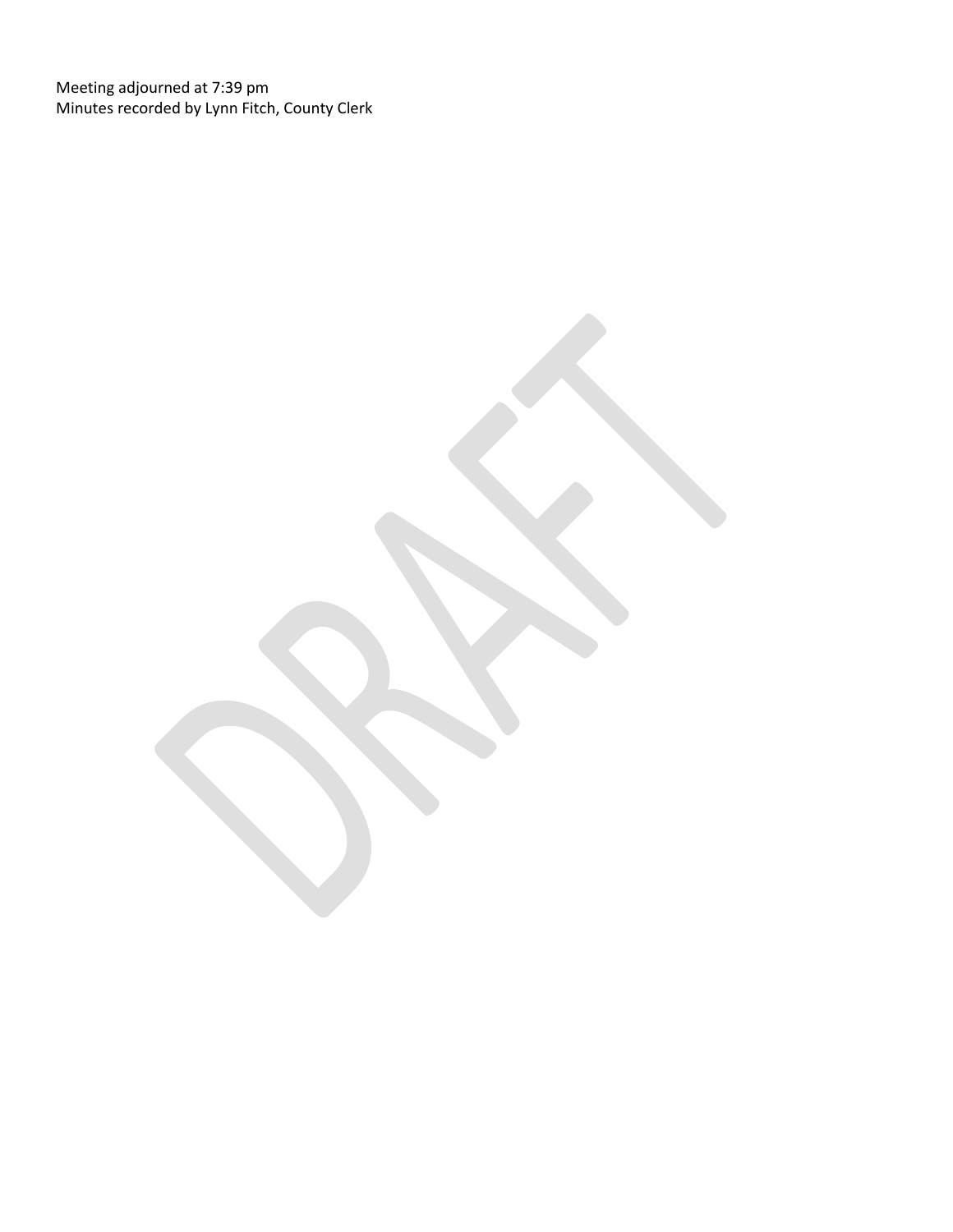Meeting adjourned at 7:39 pm
Minutes recorded by Lynn Fitch, County Clerk